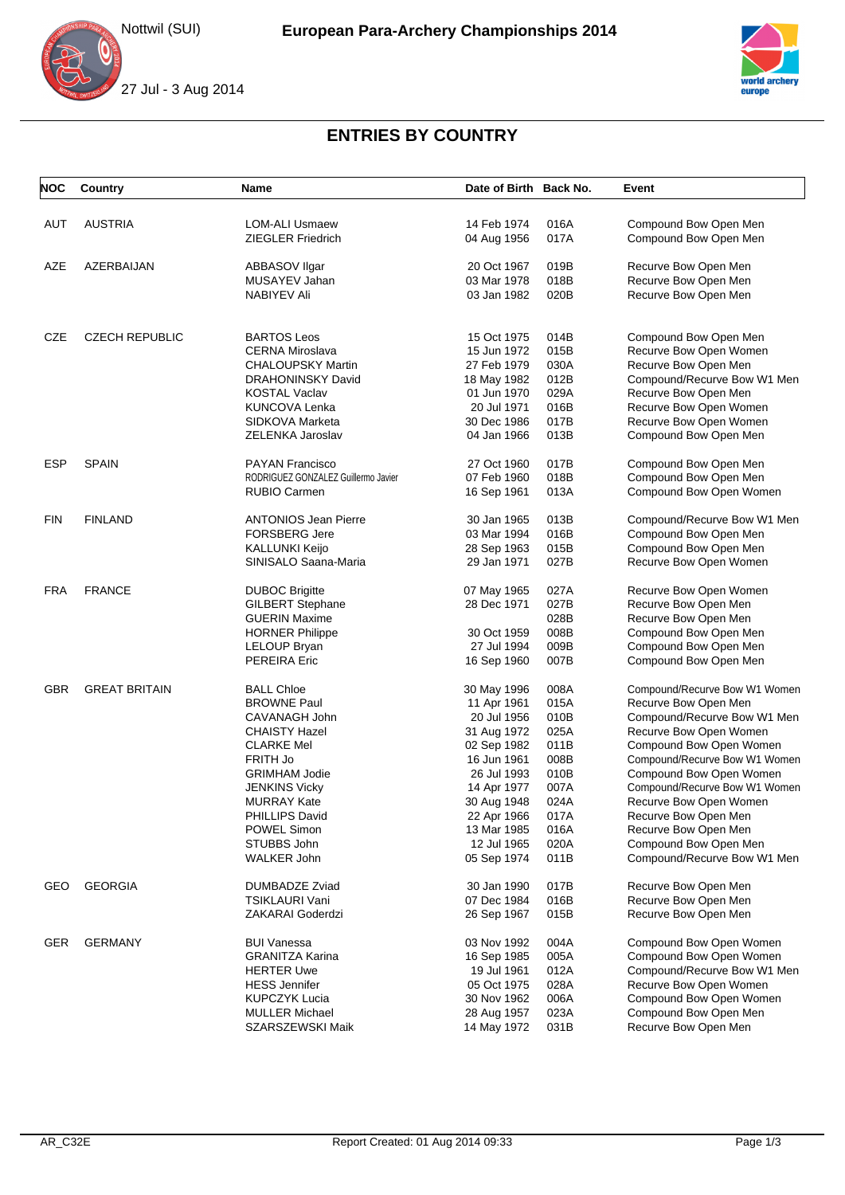# European Para-Archery Championships 2014

Nottwil (SUI)

27 Jul - 3 Aug 2014

## ENTRIES BY COUNTRY

| NOC | Country | Name | Date of Birth | Back No. | Event |
|---|---|---|---|---|---|
| AUT | AUSTRIA | LOM-ALI Usmaew | 14 Feb 1974 | 016A | Compound Bow Open Men |
| | | ZIEGLER Friedrich | 04 Aug 1956 | 017A | Compound Bow Open Men |
| AZE | AZERBAIJAN | ABBASOV Ilgar | 20 Oct 1967 | 019B | Recurve Bow Open Men |
| | | MUSAYEV Jahan | 03 Mar 1978 | 018B | Recurve Bow Open Men |
| | | NABIYEV Ali | 03 Jan 1982 | 020B | Recurve Bow Open Men |
| CZE | CZECH REPUBLIC | BARTOS Leos | 15 Oct 1975 | 014B | Compound Bow Open Men |
| | | CERNA Miroslava | 15 Jun 1972 | 015B | Recurve Bow Open Women |
| | | CHALOUPSKY Martin | 27 Feb 1979 | 030A | Recurve Bow Open Men |
| | | DRAHONINSKY David | 18 May 1982 | 012B | Compound/Recurve Bow W1 Men |
| | | KOSTAL Vaclav | 01 Jun 1970 | 029A | Recurve Bow Open Men |
| | | KUNCOVA Lenka | 20 Jul 1971 | 016B | Recurve Bow Open Women |
| | | SIDKOVA Marketa | 30 Dec 1986 | 017B | Recurve Bow Open Women |
| | | ZELENKA Jaroslav | 04 Jan 1966 | 013B | Compound Bow Open Men |
| ESP | SPAIN | PAYAN Francisco | 27 Oct 1960 | 017B | Compound Bow Open Men |
| | | RODRIGUEZ GONZALEZ Guillermo Javier | 07 Feb 1960 | 018B | Compound Bow Open Men |
| | | RUBIO Carmen | 16 Sep 1961 | 013A | Compound Bow Open Women |
| FIN | FINLAND | ANTONIOS Jean Pierre | 30 Jan 1965 | 013B | Compound/Recurve Bow W1 Men |
| | | FORSBERG Jere | 03 Mar 1994 | 016B | Compound Bow Open Men |
| | | KALLUNKI Keijo | 28 Sep 1963 | 015B | Compound Bow Open Men |
| | | SINISALO Saana-Maria | 29 Jan 1971 | 027B | Recurve Bow Open Women |
| FRA | FRANCE | DUBOC Brigitte | 07 May 1965 | 027A | Recurve Bow Open Women |
| | | GILBERT Stephane | 28 Dec 1971 | 027B | Recurve Bow Open Men |
| | | GUERIN Maxime | | 028B | Recurve Bow Open Men |
| | | HORNER Philippe | 30 Oct 1959 | 008B | Compound Bow Open Men |
| | | LELOUP Bryan | 27 Jul 1994 | 009B | Compound Bow Open Men |
| | | PEREIRA Eric | 16 Sep 1960 | 007B | Compound Bow Open Men |
| GBR | GREAT BRITAIN | BALL Chloe | 30 May 1996 | 008A | Compound/Recurve Bow W1 Women |
| | | BROWNE Paul | 11 Apr 1961 | 015A | Recurve Bow Open Men |
| | | CAVANAGH John | 20 Jul 1956 | 010B | Compound/Recurve Bow W1 Men |
| | | CHAISTY Hazel | 31 Aug 1972 | 025A | Recurve Bow Open Women |
| | | CLARKE Mel | 02 Sep 1982 | 011B | Compound Bow Open Women |
| | | FRITH Jo | 16 Jun 1961 | 008B | Compound/Recurve Bow W1 Women |
| | | GRIMHAM Jodie | 26 Jul 1993 | 010B | Compound Bow Open Women |
| | | JENKINS Vicky | 14 Apr 1977 | 007A | Compound/Recurve Bow W1 Women |
| | | MURRAY Kate | 30 Aug 1948 | 024A | Recurve Bow Open Women |
| | | PHILLIPS David | 22 Apr 1966 | 017A | Recurve Bow Open Men |
| | | POWEL Simon | 13 Mar 1985 | 016A | Recurve Bow Open Men |
| | | STUBBS John | 12 Jul 1965 | 020A | Compound Bow Open Men |
| | | WALKER John | 05 Sep 1974 | 011B | Compound/Recurve Bow W1 Men |
| GEO | GEORGIA | DUMBADZE Zviad | 30 Jan 1990 | 017B | Recurve Bow Open Men |
| | | TSIKLAURI Vani | 07 Dec 1984 | 016B | Recurve Bow Open Men |
| | | ZAKARAI Goderdzi | 26 Sep 1967 | 015B | Recurve Bow Open Men |
| GER | GERMANY | BUI Vanessa | 03 Nov 1992 | 004A | Compound Bow Open Women |
| | | GRANITZA Karina | 16 Sep 1985 | 005A | Compound Bow Open Women |
| | | HERTER Uwe | 19 Jul 1961 | 012A | Compound/Recurve Bow W1 Men |
| | | HESS Jennifer | 05 Oct 1975 | 028A | Recurve Bow Open Women |
| | | KUPCZYK Lucia | 30 Nov 1962 | 006A | Compound Bow Open Women |
| | | MULLER Michael | 28 Aug 1957 | 023A | Compound Bow Open Men |
| | | SZARSZEWSKI Maik | 14 May 1972 | 031B | Recurve Bow Open Men |

AR_C32E

Report Created: 01 Aug 2014 09:33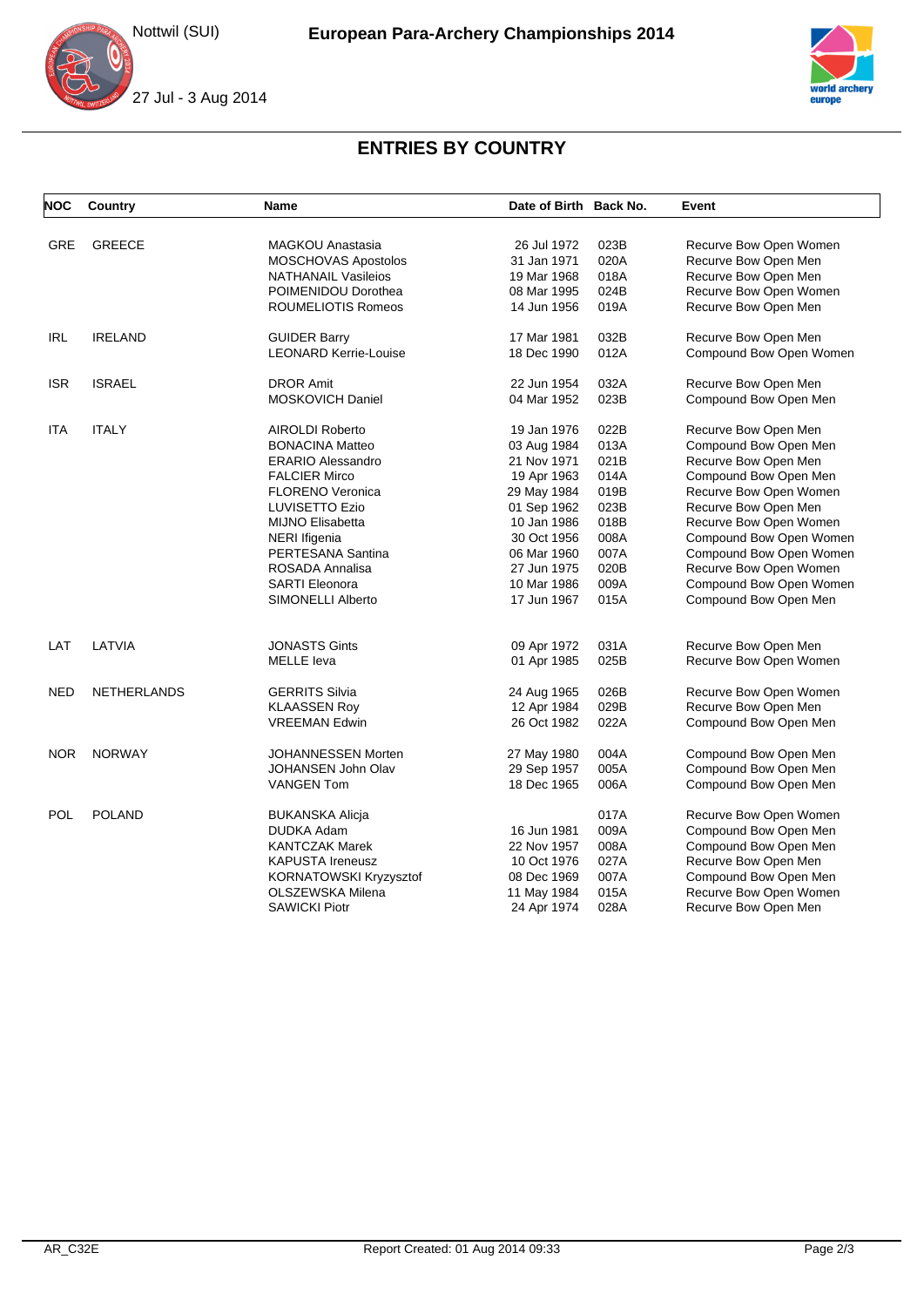# ENTRIES BY COUNTRY

| NOC | Country | Name | Date of Birth | Back No. | Event |
|---|---|---|---|---|---|
| GRE | GREECE | MAGKOU Anastasia | 26 Jul 1972 | 023B | Recurve Bow Open Women |
| | | MOSCHOVAS Apostolos | 31 Jan 1971 | 020A | Recurve Bow Open Men |
| | | NATHANAIL Vasileios | 19 Mar 1968 | 018A | Recurve Bow Open Men |
| | | POIMENIDOU Dorothea | 08 Mar 1995 | 024B | Recurve Bow Open Women |
| | | ROUMELIOTIS Romeos | 14 Jun 1956 | 019A | Recurve Bow Open Men |
| IRL | IRELAND | GUIDER Barry | 17 Mar 1981 | 032B | Recurve Bow Open Men |
| | | LEONARD Kerrie-Louise | 18 Dec 1990 | 012A | Compound Bow Open Women |
| ISR | ISRAEL | DROR Amit | 22 Jun 1954 | 032A | Recurve Bow Open Men |
| | | MOSKOVICH Daniel | 04 Mar 1952 | 023B | Compound Bow Open Men |
| ITA | ITALY | AIROLDI Roberto | 19 Jan 1976 | 022B | Recurve Bow Open Men |
| | | BONACINA Matteo | 03 Aug 1984 | 013A | Compound Bow Open Men |
| | | ERARIO Alessandro | 21 Nov 1971 | 021B | Recurve Bow Open Men |
| | | FALCIER Mirco | 19 Apr 1963 | 014A | Compound Bow Open Men |
| | | FLORENO Veronica | 29 May 1984 | 019B | Recurve Bow Open Women |
| | | LUVISETTO Ezio | 01 Sep 1962 | 023B | Recurve Bow Open Men |
| | | MIJNO Elisabetta | 10 Jan 1986 | 018B | Recurve Bow Open Women |
| | | NERI Ifigenia | 30 Oct 1956 | 008A | Compound Bow Open Women |
| | | PERTESANA Santina | 06 Mar 1960 | 007A | Compound Bow Open Women |
| | | ROSADA Annalisa | 27 Jun 1975 | 020B | Recurve Bow Open Women |
| | | SARTI Eleonora | 10 Mar 1986 | 009A | Compound Bow Open Women |
| | | SIMONELLI Alberto | 17 Jun 1967 | 015A | Compound Bow Open Men |
| LAT | LATVIA | JONASTS Gints | 09 Apr 1972 | 031A | Recurve Bow Open Men |
| | | MELLE Ieva | 01 Apr 1985 | 025B | Recurve Bow Open Women |
| NED | NETHERLANDS | GERRITS Silvia | 24 Aug 1965 | 026B | Recurve Bow Open Women |
| | | KLAASSEN Roy | 12 Apr 1984 | 029B | Recurve Bow Open Men |
| | | VREEMAN Edwin | 26 Oct 1982 | 022A | Compound Bow Open Men |
| NOR | NORWAY | JOHANNESSEN Morten | 27 May 1980 | 004A | Compound Bow Open Men |
| | | JOHANSEN John Olav | 29 Sep 1957 | 005A | Compound Bow Open Men |
| | | VANGEN Tom | 18 Dec 1965 | 006A | Compound Bow Open Men |
| POL | POLAND | BUKANSKA Alicja | | 017A | Recurve Bow Open Women |
| | | DUDKA Adam | 16 Jun 1981 | 009A | Compound Bow Open Men |
| | | KANTCZAK Marek | 22 Nov 1957 | 008A | Compound Bow Open Men |
| | | KAPUSTA Ireneusz | 10 Oct 1976 | 027A | Recurve Bow Open Men |
| | | KORNATOWSKI Kryzysztof | 08 Dec 1969 | 007A | Compound Bow Open Men |
| | | OLSZEWSKA Milena | 11 May 1984 | 015A | Recurve Bow Open Women |
| | | SAWICKI Piotr | 24 Apr 1974 | 028A | Recurve Bow Open Men |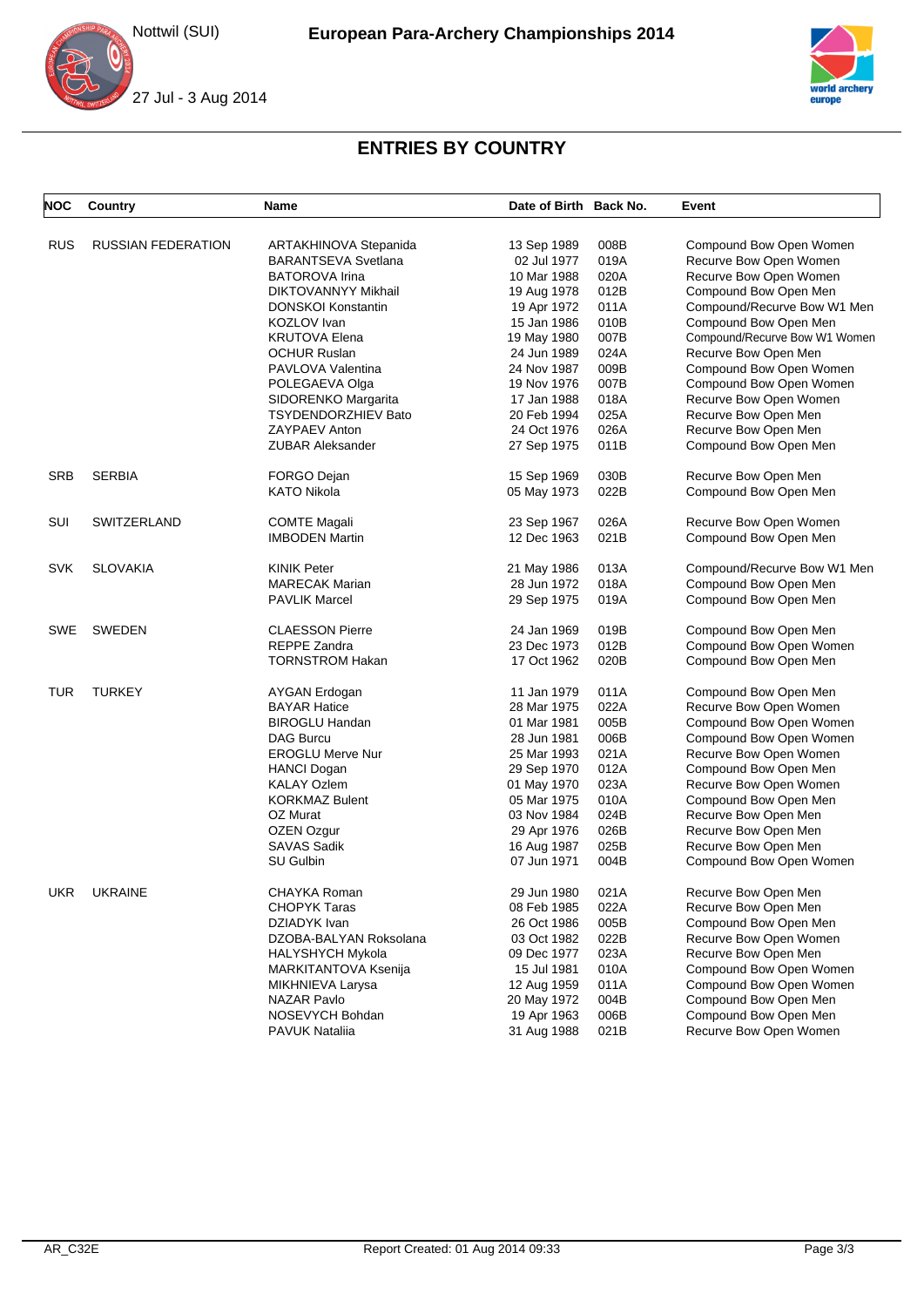Nottwil (SUI)

# European Para-Archery Championships 2014

27 Jul - 3 Aug 2014

## ENTRIES BY COUNTRY

| NOC | Country | Name | Date of Birth | Back No. | Event |
|---|---|---|---|---|---|
| RUS | RUSSIAN FEDERATION | ARTAKHINOVA Stepanida | 13 Sep 1989 | 008B | Compound Bow Open Women |
| | | BARANTSEVA Svetlana | 02 Jul 1977 | 019A | Recurve Bow Open Women |
| | | BATOROVA Irina | 10 Mar 1988 | 020A | Recurve Bow Open Women |
| | | DIKTOVANNYY Mikhail | 19 Aug 1978 | 012B | Compound Bow Open Men |
| | | DONSKOI Konstantin | 19 Apr 1972 | 011A | Compound/Recurve Bow W1 Men |
| | | KOZLOV Ivan | 15 Jan 1986 | 010B | Compound Bow Open Men |
| | | KRUTOVA Elena | 19 May 1980 | 007B | Compound/Recurve Bow W1 Women |
| | | OCHUR Ruslan | 24 Jun 1989 | 024A | Recurve Bow Open Men |
| | | PAVLOVA Valentina | 24 Nov 1987 | 009B | Compound Bow Open Women |
| | | POLEGAEVA Olga | 19 Nov 1976 | 007B | Compound Bow Open Women |
| | | SIDORENKO Margarita | 17 Jan 1988 | 018A | Recurve Bow Open Women |
| | | TSYDENDORZHIEV Bato | 20 Feb 1994 | 025A | Recurve Bow Open Men |
| | | ZAYPAEV Anton | 24 Oct 1976 | 026A | Recurve Bow Open Men |
| | | ZUBAR Aleksander | 27 Sep 1975 | 011B | Compound Bow Open Men |
| SRB | SERBIA | FORGO Dejan | 15 Sep 1969 | 030B | Recurve Bow Open Men |
| | | KATO Nikola | 05 May 1973 | 022B | Compound Bow Open Men |
| SUI | SWITZERLAND | COMTE Magali | 23 Sep 1967 | 026A | Recurve Bow Open Women |
| | | IMBODEN Martin | 12 Dec 1963 | 021B | Compound Bow Open Men |
| SVK | SLOVAKIA | KINIK Peter | 21 May 1986 | 013A | Compound/Recurve Bow W1 Men |
| | | MARECAK Marian | 28 Jun 1972 | 018A | Compound Bow Open Men |
| | | PAVLIK Marcel | 29 Sep 1975 | 019A | Compound Bow Open Men |
| SWE | SWEDEN | CLAESSON Pierre | 24 Jan 1969 | 019B | Compound Bow Open Men |
| | | REPPE Zandra | 23 Dec 1973 | 012B | Compound Bow Open Women |
| | | TORNSTROM Hakan | 17 Oct 1962 | 020B | Compound Bow Open Men |
| TUR | TURKEY | AYGAN Erdogan | 11 Jan 1979 | 011A | Compound Bow Open Men |
| | | BAYAR Hatice | 28 Mar 1975 | 022A | Recurve Bow Open Women |
| | | BIROGLU Handan | 01 Mar 1981 | 005B | Compound Bow Open Women |
| | | DAG Burcu | 28 Jun 1981 | 006B | Compound Bow Open Women |
| | | EROGLU Merve Nur | 25 Mar 1993 | 021A | Recurve Bow Open Women |
| | | HANCI Dogan | 29 Sep 1970 | 012A | Compound Bow Open Men |
| | | KALAY Ozlem | 01 May 1970 | 023A | Recurve Bow Open Women |
| | | KORKMAZ Bulent | 05 Mar 1975 | 010A | Compound Bow Open Men |
| | | OZ Murat | 03 Nov 1984 | 024B | Recurve Bow Open Men |
| | | OZEN Ozgur | 29 Apr 1976 | 026B | Recurve Bow Open Men |
| | | SAVAS Sadik | 16 Aug 1987 | 025B | Recurve Bow Open Men |
| | | SU Gulbin | 07 Jun 1971 | 004B | Compound Bow Open Women |
| UKR | UKRAINE | CHAYKA Roman | 29 Jun 1980 | 021A | Recurve Bow Open Men |
| | | CHOPYK Taras | 08 Feb 1985 | 022A | Recurve Bow Open Men |
| | | DZIADYK Ivan | 26 Oct 1986 | 005B | Compound Bow Open Men |
| | | DZOBA-BALYAN Roksolana | 03 Oct 1982 | 022B | Recurve Bow Open Women |
| | | HALYSHYCH Mykola | 09 Dec 1977 | 023A | Recurve Bow Open Men |
| | | MARKITANTOVA Ksenija | 15 Jul 1981 | 010A | Compound Bow Open Women |
| | | MIKHNIEVA Larysa | 12 Aug 1959 | 011A | Compound Bow Open Women |
| | | NAZAR Pavlo | 20 May 1972 | 004B | Compound Bow Open Men |
| | | NOSEVYCH Bohdan | 19 Apr 1963 | 006B | Compound Bow Open Men |
| | | PAVUK Nataliia | 31 Aug 1988 | 021B | Recurve Bow Open Women |

AR_C32E Report Created: 01 Aug 2014 09:33